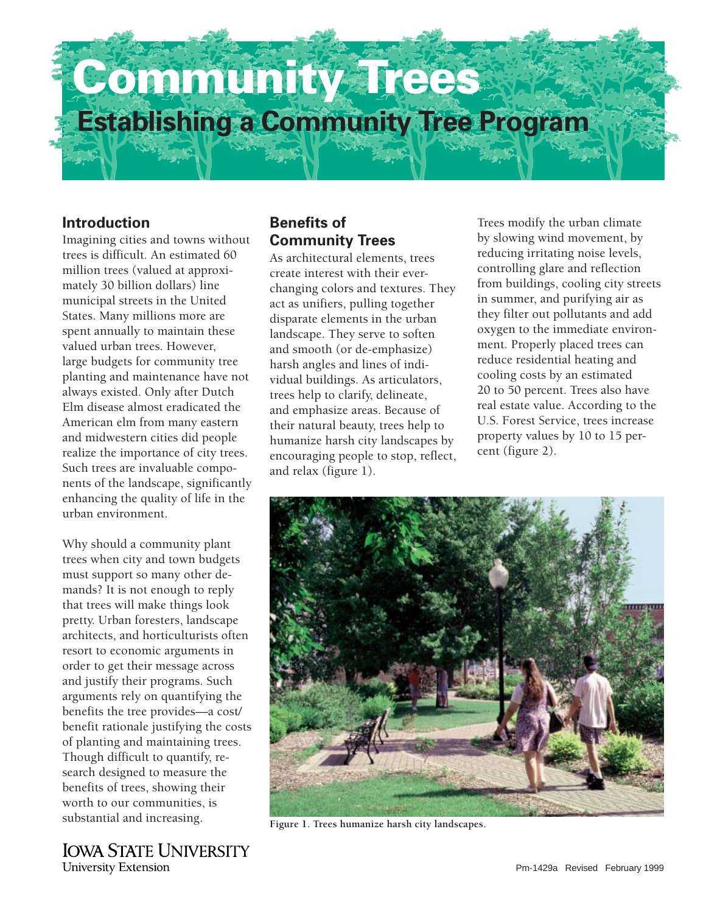# Community Trees

## Establishing a Community Tree Program

### Introduction

Imagining cities and towns without trees is difficult. An estimated 60 million trees (valued at approximately 30 billion dollars) line municipal streets in the United States. Many millions more are spent annually to maintain these valued urban trees. However, large budgets for community tree planting and maintenance have not always existed. Only after Dutch Elm disease almost eradicated the American elm from many eastern and midwestern cities did people realize the importance of city trees. Such trees are invaluable components of the landscape, significantly enhancing the quality of life in the urban environment.

Why should a community plant trees when city and town budgets must support so many other demands? It is not enough to reply that trees will make things look pretty. Urban foresters, landscape architects, and horticulturists often resort to economic arguments in order to get their message across and justify their programs. Such arguments rely on quantifying the benefits the tree provides—a cost/benefit rationale justifying the costs of planting and maintaining trees. Though difficult to quantify, research designed to measure the benefits of trees, showing their worth to our communities, is substantial and increasing.

### Benefits of Community Trees

As architectural elements, trees create interest with their ever-changing colors and textures. They act as unifiers, pulling together disparate elements in the urban landscape. They serve to soften and smooth (or de-emphasize) harsh angles and lines of individual buildings. As articulators, trees help to clarify, delineate, and emphasize areas. Because of their natural beauty, trees help to humanize harsh city landscapes by encouraging people to stop, reflect, and relax (figure 1).

Trees modify the urban climate by slowing wind movement, by reducing irritating noise levels, controlling glare and reflection from buildings, cooling city streets in summer, and purifying air as they filter out pollutants and add oxygen to the immediate environment. Properly placed trees can reduce residential heating and cooling costs by an estimated 20 to 50 percent. Trees also have real estate value. According to the U.S. Forest Service, trees increase property values by 10 to 15 percent (figure 2).

**Figure 1. Trees humanize harsh city landscapes.**

IOWA STATE UNIVERSITY
University Extension

Pm-1429a Revised February 1999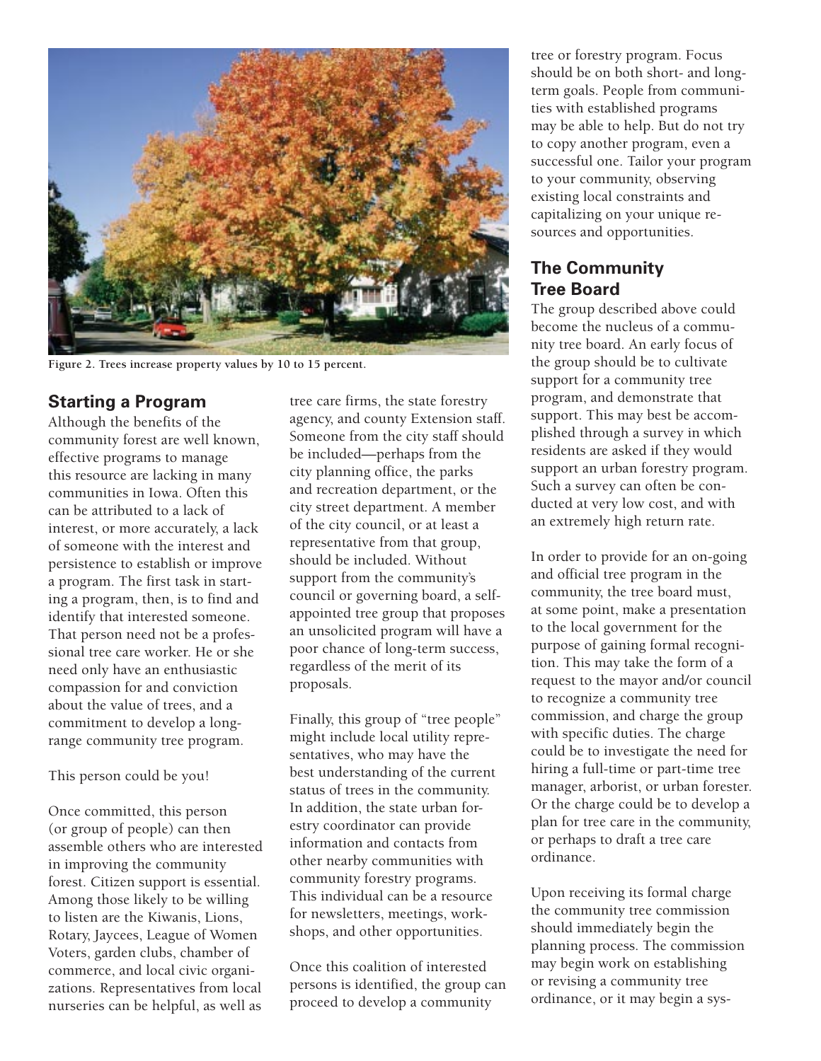Figure 2. Trees increase property values by 10 to 15 percent.

## Starting a Program

Although the benefits of the community forest are well known, effective programs to manage this resource are lacking in many communities in Iowa. Often this can be attributed to a lack of interest, or more accurately, a lack of someone with the interest and persistence to establish or improve a program. The first task in starting a program, then, is to find and identify that interested someone. That person need not be a professional tree care worker. He or she need only have an enthusiastic compassion for and conviction about the value of trees, and a commitment to develop a long-range community tree program.

This person could be you!

Once committed, this person (or group of people) can then assemble others who are interested in improving the community forest. Citizen support is essential. Among those likely to be willing to listen are the Kiwanis, Lions, Rotary, Jaycees, League of Women Voters, garden clubs, chamber of commerce, and local civic organizations. Representatives from local nurseries can be helpful, as well as tree care firms, the state forestry agency, and county Extension staff. Someone from the city staff should be included—perhaps from the city planning office, the parks and recreation department, or the city street department. A member of the city council, or at least a representative from that group, should be included. Without support from the community's council or governing board, a self-appointed tree group that proposes an unsolicited program will have a poor chance of long-term success, regardless of the merit of its proposals.

Finally, this group of "tree people" might include local utility representatives, who may have the best understanding of the current status of trees in the community. In addition, the state urban forestry coordinator can provide information and contacts from other nearby communities with community forestry programs. This individual can be a resource for newsletters, meetings, workshops, and other opportunities.

Once this coalition of interested persons is identified, the group can proceed to develop a community tree or forestry program. Focus should be on both short- and long-term goals. People from communities with established programs may be able to help. But do not try to copy another program, even a successful one. Tailor your program to your community, observing existing local constraints and capitalizing on your unique resources and opportunities.

## The Community Tree Board

The group described above could become the nucleus of a community tree board. An early focus of the group should be to cultivate support for a community tree program, and demonstrate that support. This may best be accomplished through a survey in which residents are asked if they would support an urban forestry program. Such a survey can often be conducted at very low cost, and with an extremely high return rate.

In order to provide for an on-going and official tree program in the community, the tree board must, at some point, make a presentation to the local government for the purpose of gaining formal recognition. This may take the form of a request to the mayor and/or council to recognize a community tree commission, and charge the group with specific duties. The charge could be to investigate the need for hiring a full-time or part-time tree manager, arborist, or urban forester. Or the charge could be to develop a plan for tree care in the community, or perhaps to draft a tree care ordinance.

Upon receiving its formal charge the community tree commission should immediately begin the planning process. The commission may begin work on establishing or revising a community tree ordinance, or it may begin a sys-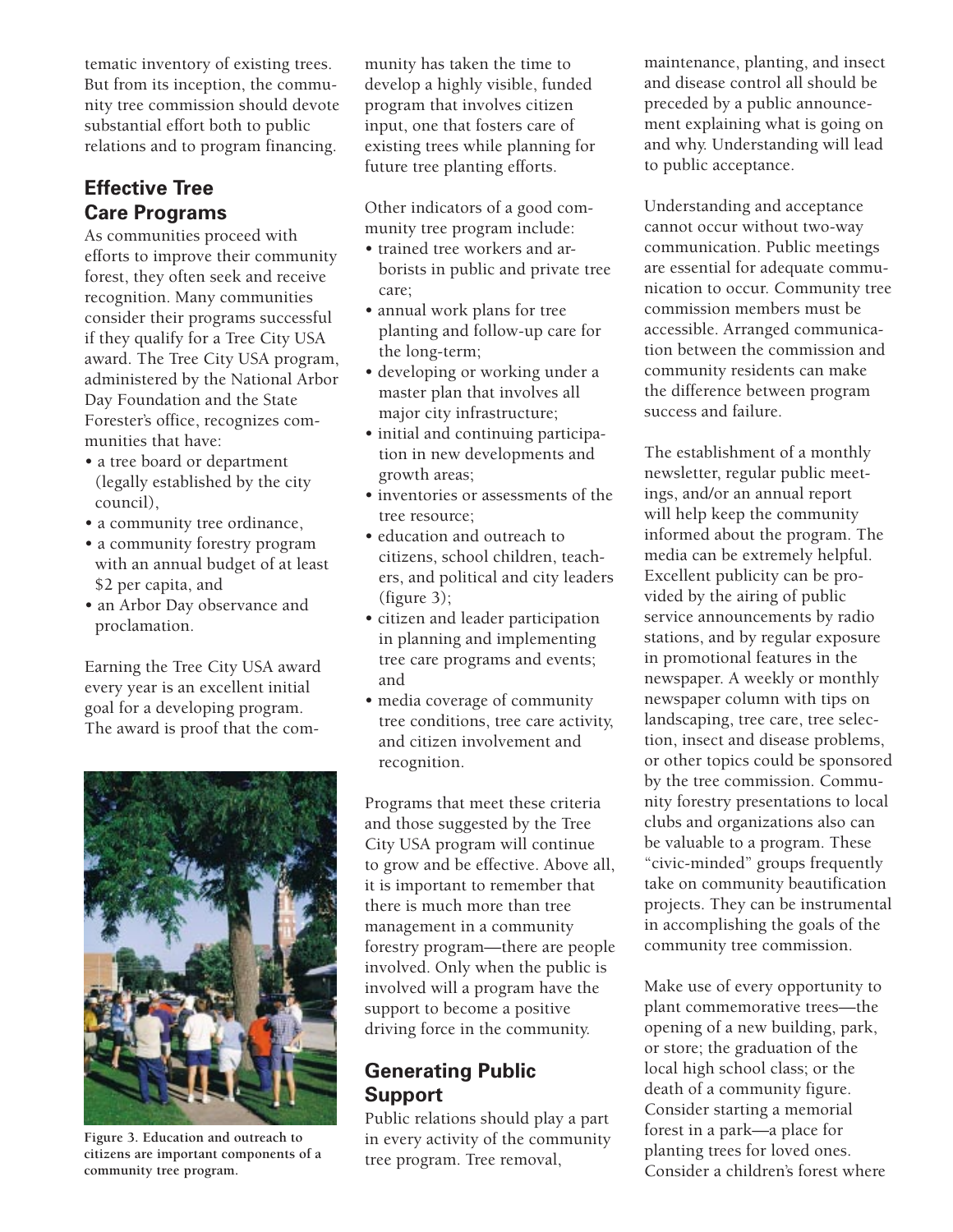tematic inventory of existing trees. But from its inception, the community tree commission should devote substantial effort both to public relations and to program financing.

## Effective Tree Care Programs

As communities proceed with efforts to improve their community forest, they often seek and receive recognition. Many communities consider their programs successful if they qualify for a Tree City USA award. The Tree City USA program, administered by the National Arbor Day Foundation and the State Forester's office, recognizes communities that have:

- a tree board or department (legally established by the city council),
- a community tree ordinance,
- a community forestry program with an annual budget of at least $2 per capita, and
- an Arbor Day observance and proclamation.

Earning the Tree City USA award every year is an excellent initial goal for a developing program. The award is proof that the community has taken the time to develop a highly visible, funded program that involves citizen input, one that fosters care of existing trees while planning for future tree planting efforts.

Other indicators of a good community tree program include:

- trained tree workers and arborists in public and private tree care;
- annual work plans for tree planting and follow-up care for the long-term;
- developing or working under a master plan that involves all major city infrastructure;
- initial and continuing participation in new developments and growth areas;
- inventories or assessments of the tree resource;
- education and outreach to citizens, school children, teachers, and political and city leaders (figure 3);
- citizen and leader participation in planning and implementing tree care programs and events; and
- media coverage of community tree conditions, tree care activity, and citizen involvement and recognition.

Figure 3. Education and outreach to citizens are important components of a community tree program.

Programs that meet these criteria and those suggested by the Tree City USA program will continue to grow and be effective. Above all, it is important to remember that there is much more than tree management in a community forestry program—there are people involved. Only when the public is involved will a program have the support to become a positive driving force in the community.

## Generating Public Support

Public relations should play a part in every activity of the community tree program. Tree removal, maintenance, planting, and insect and disease control all should be preceded by a public announcement explaining what is going on and why. Understanding will lead to public acceptance.

Understanding and acceptance cannot occur without two-way communication. Public meetings are essential for adequate communication to occur. Community tree commission members must be accessible. Arranged communication between the commission and community residents can make the difference between program success and failure.

The establishment of a monthly newsletter, regular public meetings, and/or an annual report will help keep the community informed about the program. The media can be extremely helpful. Excellent publicity can be provided by the airing of public service announcements by radio stations, and by regular exposure in promotional features in the newspaper. A weekly or monthly newspaper column with tips on landscaping, tree care, tree selection, insect and disease problems, or other topics could be sponsored by the tree commission. Community forestry presentations to local clubs and organizations also can be valuable to a program. These "civic-minded" groups frequently take on community beautification projects. They can be instrumental in accomplishing the goals of the community tree commission.

Make use of every opportunity to plant commemorative trees—the opening of a new building, park, or store; the graduation of the local high school class; or the death of a community figure. Consider starting a memorial forest in a park—a place for planting trees for loved ones. Consider a children's forest where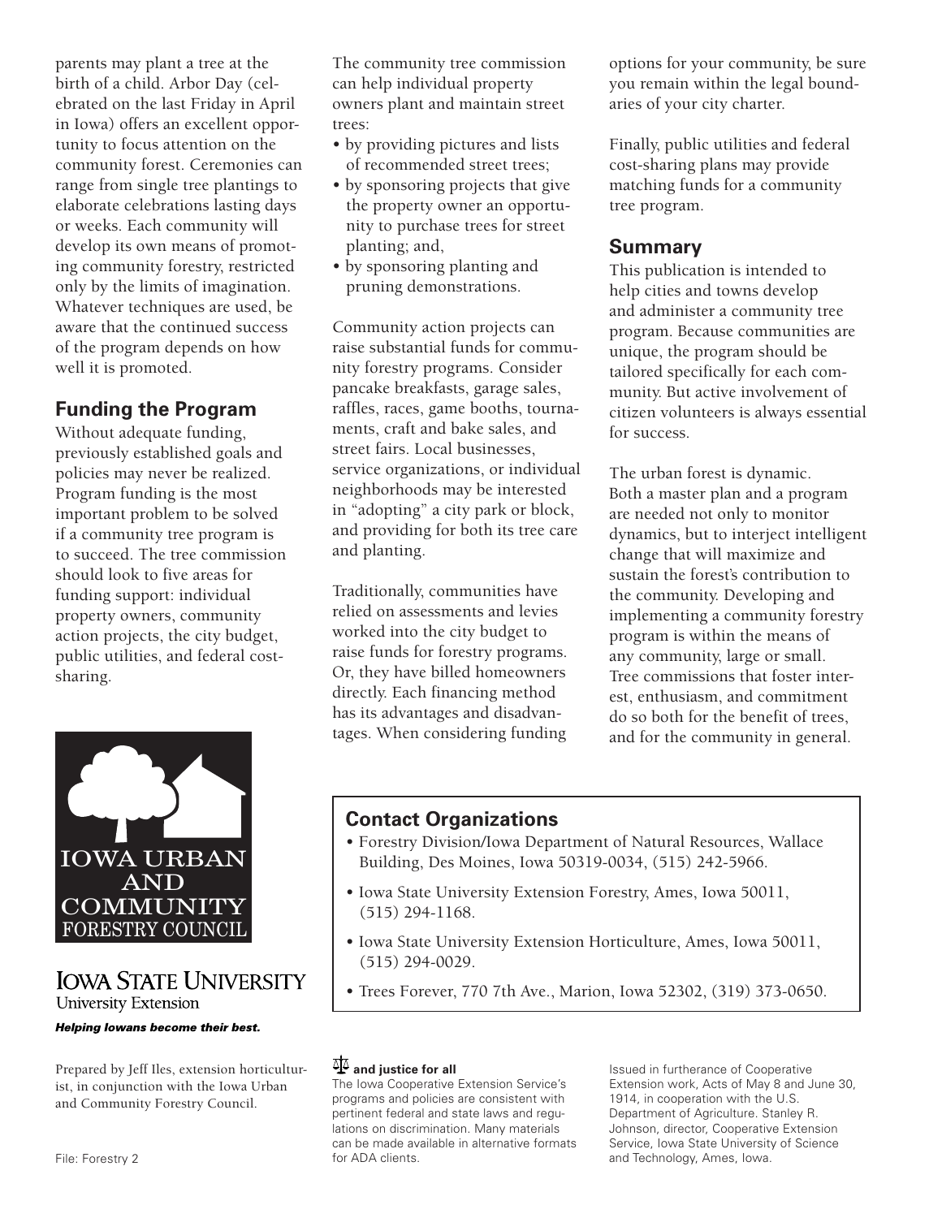parents may plant a tree at the birth of a child. Arbor Day (celebrated on the last Friday in April in Iowa) offers an excellent opportunity to focus attention on the community forest. Ceremonies can range from single tree plantings to elaborate celebrations lasting days or weeks. Each community will develop its own means of promoting community forestry, restricted only by the limits of imagination. Whatever techniques are used, be aware that the continued success of the program depends on how well it is promoted.

## Funding the Program

Without adequate funding, previously established goals and policies may never be realized. Program funding is the most important problem to be solved if a community tree program is to succeed. The tree commission should look to five areas for funding support: individual property owners, community action projects, the city budget, public utilities, and federal cost-sharing.

The community tree commission can help individual property owners plant and maintain street trees:

- by providing pictures and lists of recommended street trees;
- by sponsoring projects that give the property owner an opportunity to purchase trees for street planting; and,
- by sponsoring planting and pruning demonstrations.

Community action projects can raise substantial funds for community forestry programs. Consider pancake breakfasts, garage sales, raffles, races, game booths, tournaments, craft and bake sales, and street fairs. Local businesses, service organizations, or individual neighborhoods may be interested in "adopting" a city park or block, and providing for both its tree care and planting.

Traditionally, communities have relied on assessments and levies worked into the city budget to raise funds for forestry programs. Or, they have billed homeowners directly. Each financing method has its advantages and disadvantages. When considering funding options for your community, be sure you remain within the legal boundaries of your city charter.

Finally, public utilities and federal cost-sharing plans may provide matching funds for a community tree program.

## Summary

This publication is intended to help cities and towns develop and administer a community tree program. Because communities are unique, the program should be tailored specifically for each community. But active involvement of citizen volunteers is always essential for success.

The urban forest is dynamic. Both a master plan and a program are needed not only to monitor dynamics, but to interject intelligent change that will maximize and sustain the forest's contribution to the community. Developing and implementing a community forestry program is within the means of any community, large or small. Tree commissions that foster interest, enthusiasm, and commitment do so both for the benefit of trees, and for the community in general.

## Contact Organizations

- Forestry Division/Iowa Department of Natural Resources, Wallace Building, Des Moines, Iowa 50319-0034, (515) 242-5966.
- Iowa State University Extension Forestry, Ames, Iowa 50011, (515) 294-1168.
- Iowa State University Extension Horticulture, Ames, Iowa 50011, (515) 294-0029.
- Trees Forever, 770 7th Ave., Marion, Iowa 52302, (319) 373-0650.

IOWA URBAN AND COMMUNITY FORESTRY COUNCIL

IOWA STATE UNIVERSITY
University Extension

***Helping Iowans become their best.***

Prepared by Jeff Iles, extension horticulturist, in conjunction with the Iowa Urban and Community Forestry Council.

File: Forestry 2

**... and justice for all**
The Iowa Cooperative Extension Service's programs and policies are consistent with pertinent federal and state laws and regulations on discrimination. Many materials can be made available in alternative formats for ADA clients.

Issued in furtherance of Cooperative Extension work, Acts of May 8 and June 30, 1914, in cooperation with the U.S. Department of Agriculture. Stanley R. Johnson, director, Cooperative Extension Service, Iowa State University of Science and Technology, Ames, Iowa.